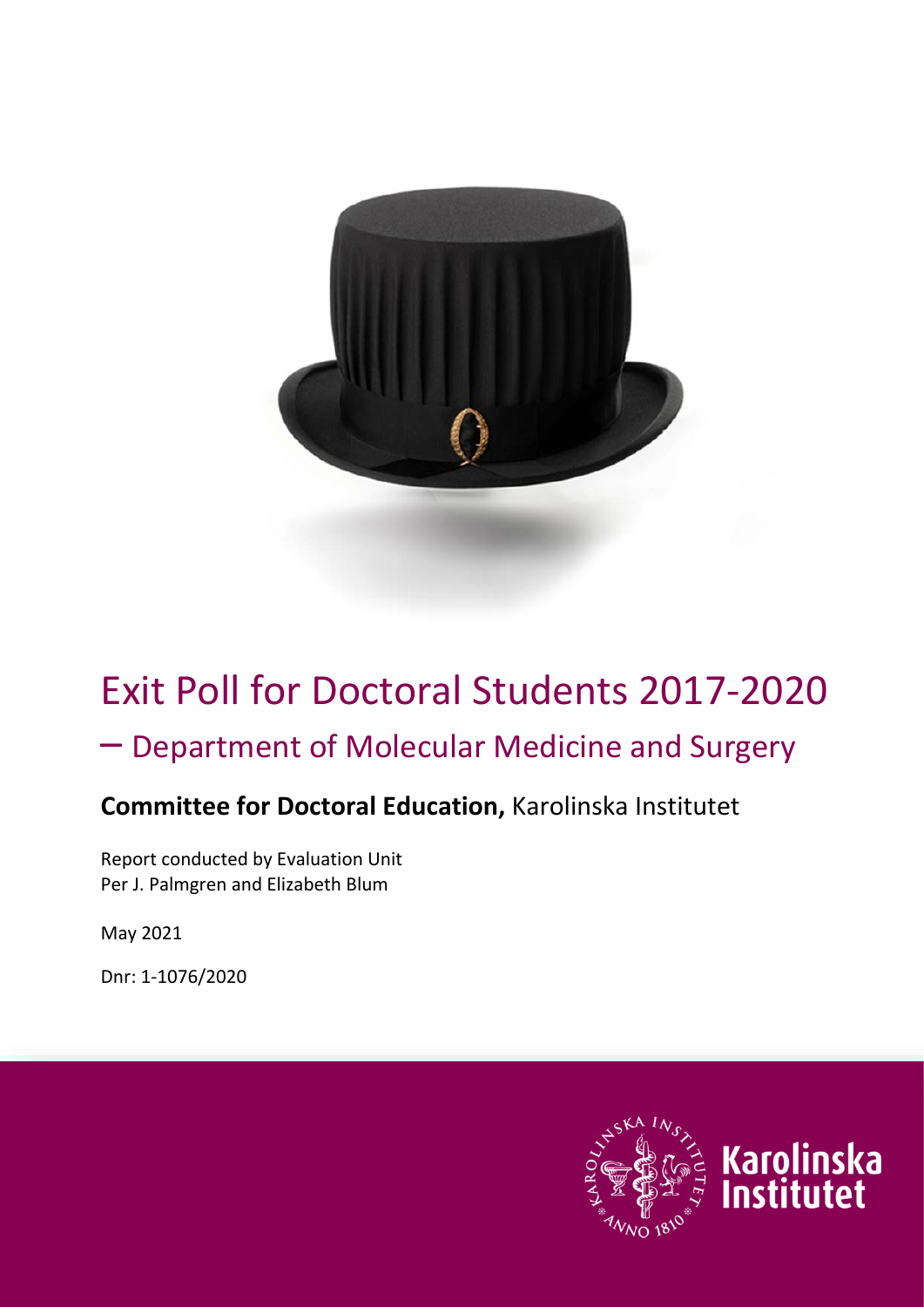# Exit Poll for Doctoral Students 2017-2020

## – Department of Molecular Medicine and Surgery

### **Committee for Doctoral Education,** Karolinska Institutet

Report conducted by Evaluation Unit
Per J. Palmgren and Elizabeth Blum

May 2021

Dnr: 1-1076/2020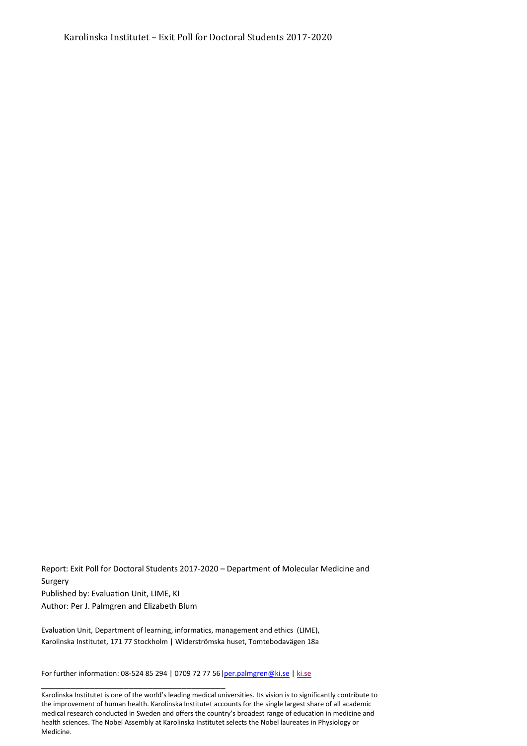Karolinska Institutet – Exit Poll for Doctoral Students 2017-2020

Report: Exit Poll for Doctoral Students 2017-2020 – Department of Molecular Medicine and Surgery
Published by: Evaluation Unit, LIME, KI
Author: Per J. Palmgren and Elizabeth Blum

Evaluation Unit, Department of learning, informatics, management and ethics (LIME),
Karolinska Institutet, 171 77 Stockholm | Widerströmska huset, Tomtebodavägen 18a

For further information: 08-524 85 294 | 0709 72 77 56 | per.palmgren@ki.se | ki.se

---

Karolinska Institutet is one of the world's leading medical universities. Its vision is to significantly contribute to the improvement of human health. Karolinska Institutet accounts for the single largest share of all academic medical research conducted in Sweden and offers the country's broadest range of education in medicine and health sciences. The Nobel Assembly at Karolinska Institutet selects the Nobel laureates in Physiology or Medicine.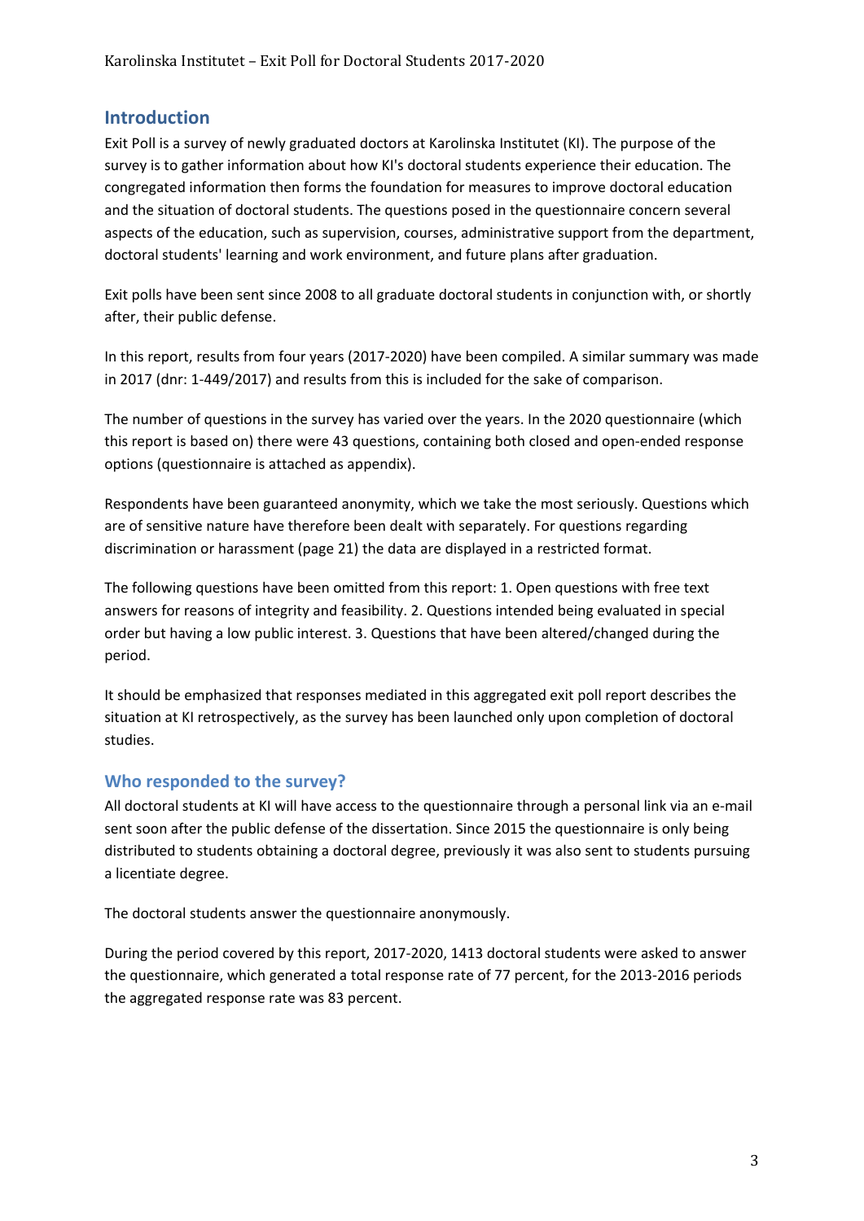## Introduction

Exit Poll is a survey of newly graduated doctors at Karolinska Institutet (KI). The purpose of the survey is to gather information about how KI's doctoral students experience their education. The congregated information then forms the foundation for measures to improve doctoral education and the situation of doctoral students. The questions posed in the questionnaire concern several aspects of the education, such as supervision, courses, administrative support from the department, doctoral students' learning and work environment, and future plans after graduation.

Exit polls have been sent since 2008 to all graduate doctoral students in conjunction with, or shortly after, their public defense.

In this report, results from four years (2017-2020) have been compiled. A similar summary was made in 2017 (dnr: 1-449/2017) and results from this is included for the sake of comparison.

The number of questions in the survey has varied over the years. In the 2020 questionnaire (which this report is based on) there were 43 questions, containing both closed and open-ended response options (questionnaire is attached as appendix).

Respondents have been guaranteed anonymity, which we take the most seriously. Questions which are of sensitive nature have therefore been dealt with separately. For questions regarding discrimination or harassment (page 21) the data are displayed in a restricted format.

The following questions have been omitted from this report: 1. Open questions with free text answers for reasons of integrity and feasibility. 2. Questions intended being evaluated in special order but having a low public interest. 3. Questions that have been altered/changed during the period.

It should be emphasized that responses mediated in this aggregated exit poll report describes the situation at KI retrospectively, as the survey has been launched only upon completion of doctoral studies.

### Who responded to the survey?

All doctoral students at KI will have access to the questionnaire through a personal link via an e-mail sent soon after the public defense of the dissertation. Since 2015 the questionnaire is only being distributed to students obtaining a doctoral degree, previously it was also sent to students pursuing a licentiate degree.

The doctoral students answer the questionnaire anonymously.

During the period covered by this report, 2017-2020, 1413 doctoral students were asked to answer the questionnaire, which generated a total response rate of 77 percent, for the 2013-2016 periods the aggregated response rate was 83 percent.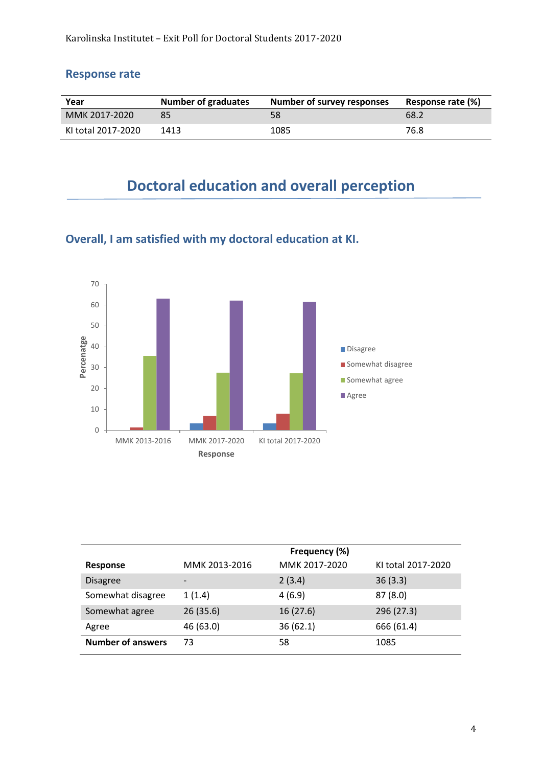## Response rate

| Year | Number of graduates | Number of survey responses | Response rate (%) |
|---|---|---|---|
| MMK 2017-2020 | 85 | 58 | 68.2 |
| KI total 2017-2020 | 1413 | 1085 | 76.8 |

# Doctoral education and overall perception

## Overall, I am satisfied with my doctoral education at KI.

| | Frequency (%) | | |
|---|---|---|---|
| **Response** | MMK 2013-2016 | MMK 2017-2020 | KI total 2017-2020 |
| Disagree | - | 2 (3.4) | 36 (3.3) |
| Somewhat disagree | 1 (1.4) | 4 (6.9) | 87 (8.0) |
| Somewhat agree | 26 (35.6) | 16 (27.6) | 296 (27.3) |
| Agree | 46 (63.0) | 36 (62.1) | 666 (61.4) |
| **Number of answers** | 73 | 58 | 1085 |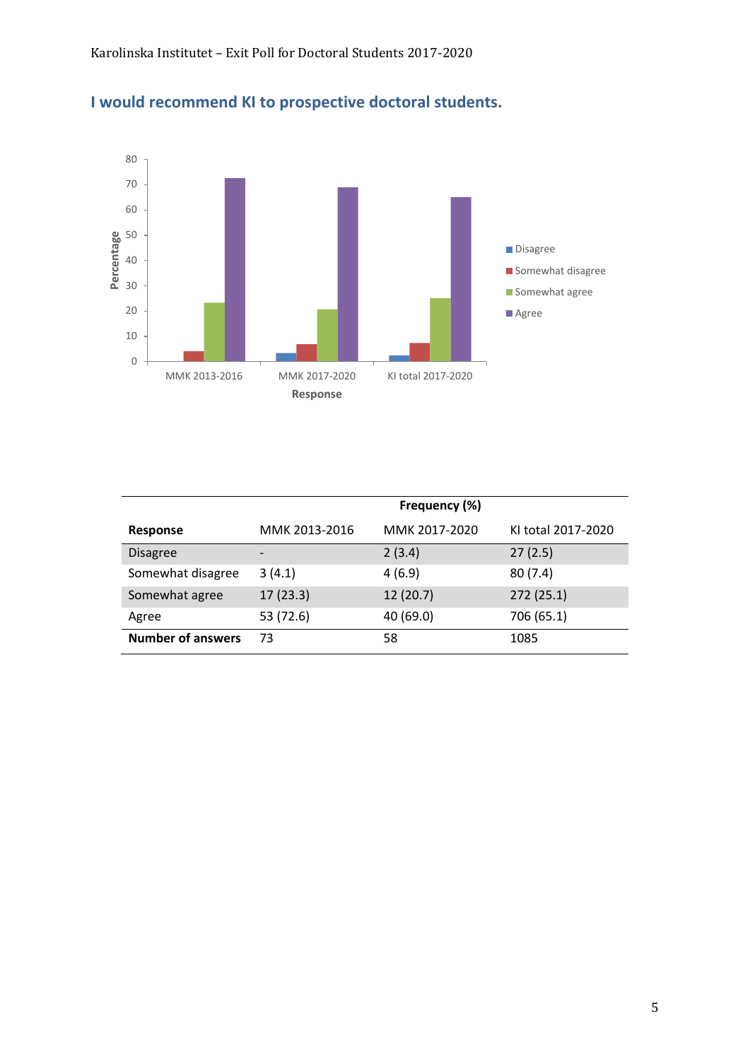## I would recommend KI to prospective doctoral students.

| | Frequency (%) | | |
|---|---|---|---|
| **Response** | MMK 2013-2016 | MMK 2017-2020 | KI total 2017-2020 |
| Disagree | - | 2 (3.4) | 27 (2.5) |
| Somewhat disagree | 3 (4.1) | 4 (6.9) | 80 (7.4) |
| Somewhat agree | 17 (23.3) | 12 (20.7) | 272 (25.1) |
| Agree | 53 (72.6) | 40 (69.0) | 706 (65.1) |
| **Number of answers** | 73 | 58 | 1085 |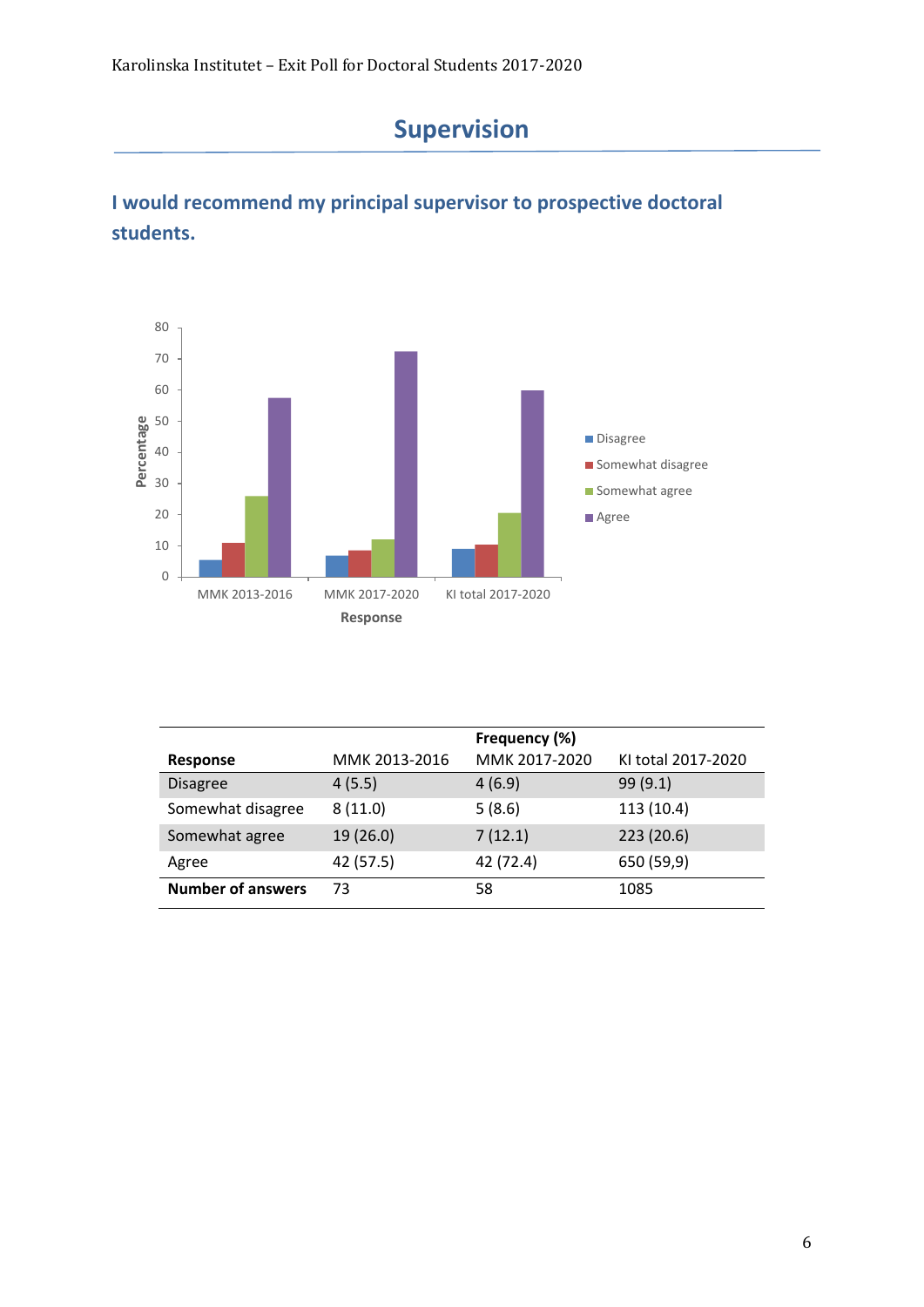# Supervision

## I would recommend my principal supervisor to prospective doctoral students.

| Response | MMK 2013-2016 | Frequency (%) MMK 2017-2020 | KI total 2017-2020 |
|---|---|---|---|
| Disagree | 4 (5.5) | 4 (6.9) | 99 (9.1) |
| Somewhat disagree | 8 (11.0) | 5 (8.6) | 113 (10.4) |
| Somewhat agree | 19 (26.0) | 7 (12.1) | 223 (20.6) |
| Agree | 42 (57.5) | 42 (72.4) | 650 (59,9) |
| **Number of answers** | 73 | 58 | 1085 |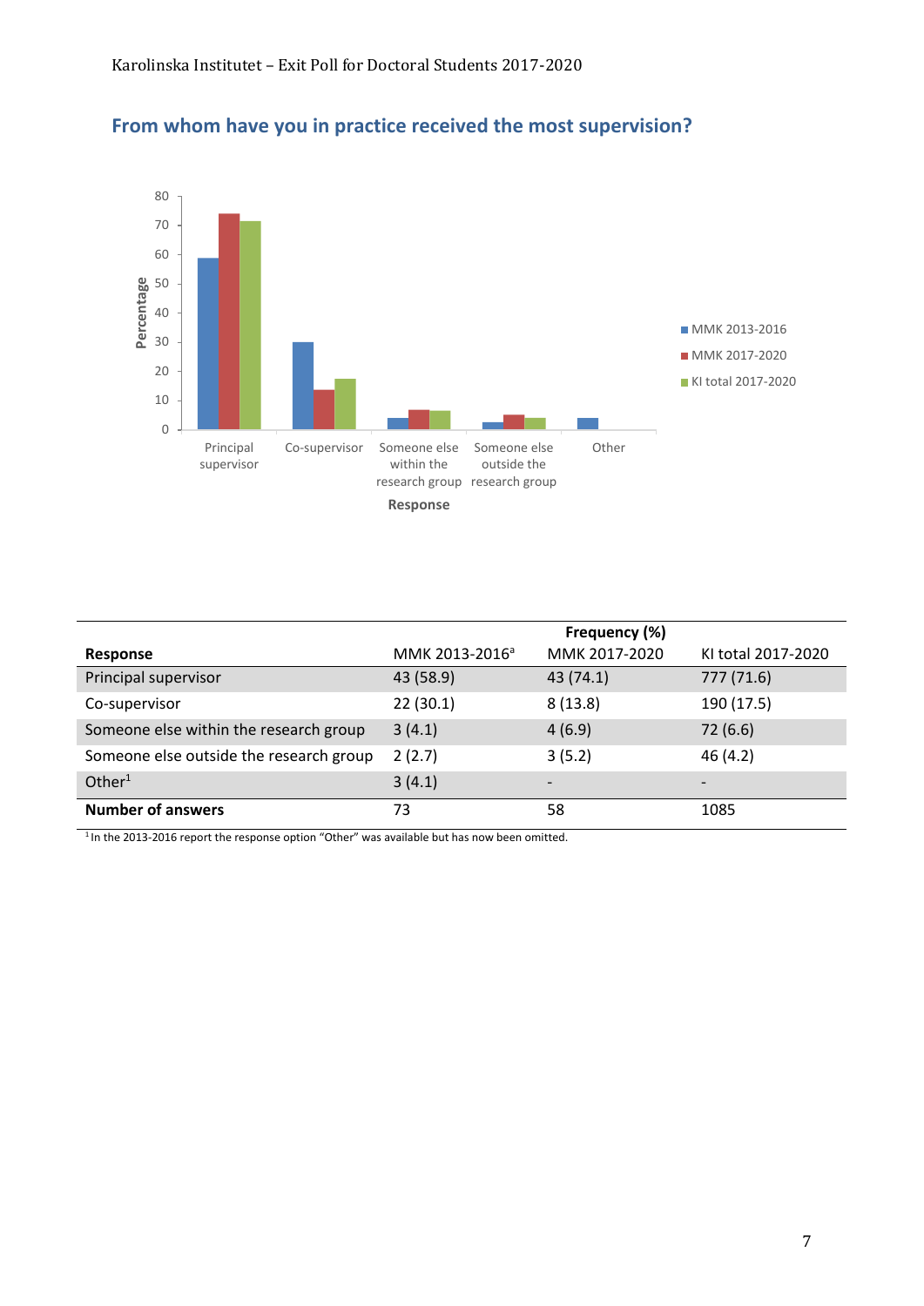## From whom have you in practice received the most supervision?

| Response | Frequency (%) | | |
|---|---|---|---|
| | MMK 2013-2016[a] | MMK 2017-2020 | KI total 2017-2020 |
| Principal supervisor | 43 (58.9) | 43 (74.1) | 777 (71.6) |
| Co-supervisor | 22 (30.1) | 8 (13.8) | 190 (17.5) |
| Someone else within the research group | 3 (4.1) | 4 (6.9) | 72 (6.6) |
| Someone else outside the research group | 2 (2.7) | 3 (5.2) | 46 (4.2) |
| Other[1] | 3 (4.1) | - | - |
| **Number of answers** | 73 | 58 | 1085 |

[1] In the 2013-2016 report the response option "Other" was available but has now been omitted.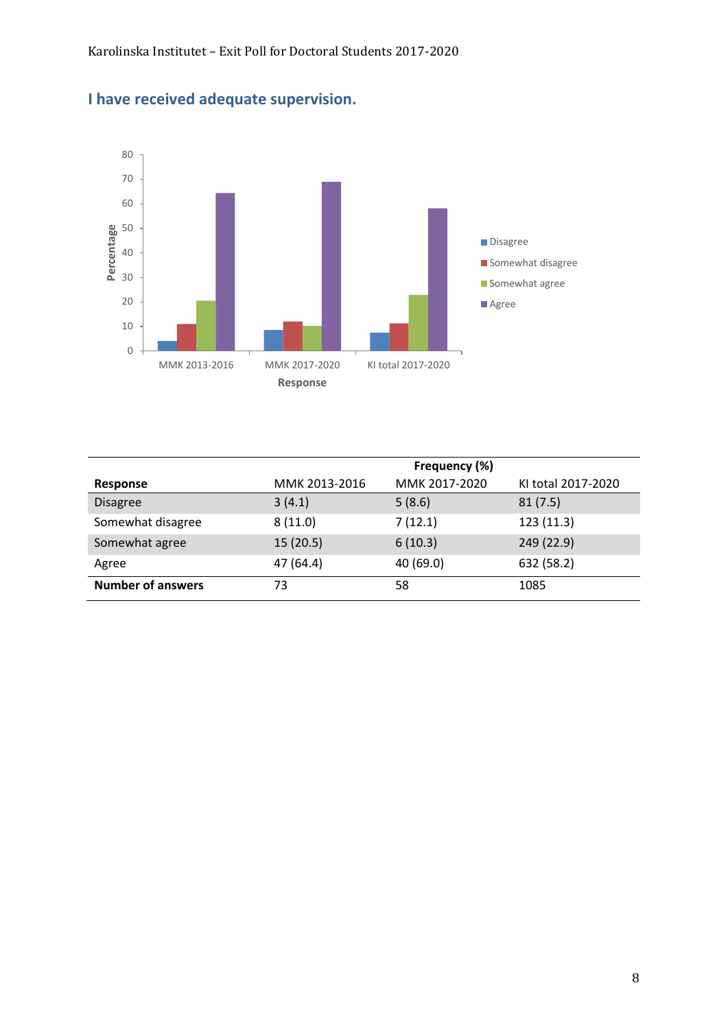## I have received adequate supervision.

| Response | MMK 2013-2016 | MMK 2017-2020 | KI total 2017-2020 |
|---|---|---|---|
| | Frequency (%) | | |
| Disagree | 3 (4.1) | 5 (8.6) | 81 (7.5) |
| Somewhat disagree | 8 (11.0) | 7 (12.1) | 123 (11.3) |
| Somewhat agree | 15 (20.5) | 6 (10.3) | 249 (22.9) |
| Agree | 47 (64.4) | 40 (69.0) | 632 (58.2) |
| **Number of answers** | 73 | 58 | 1085 |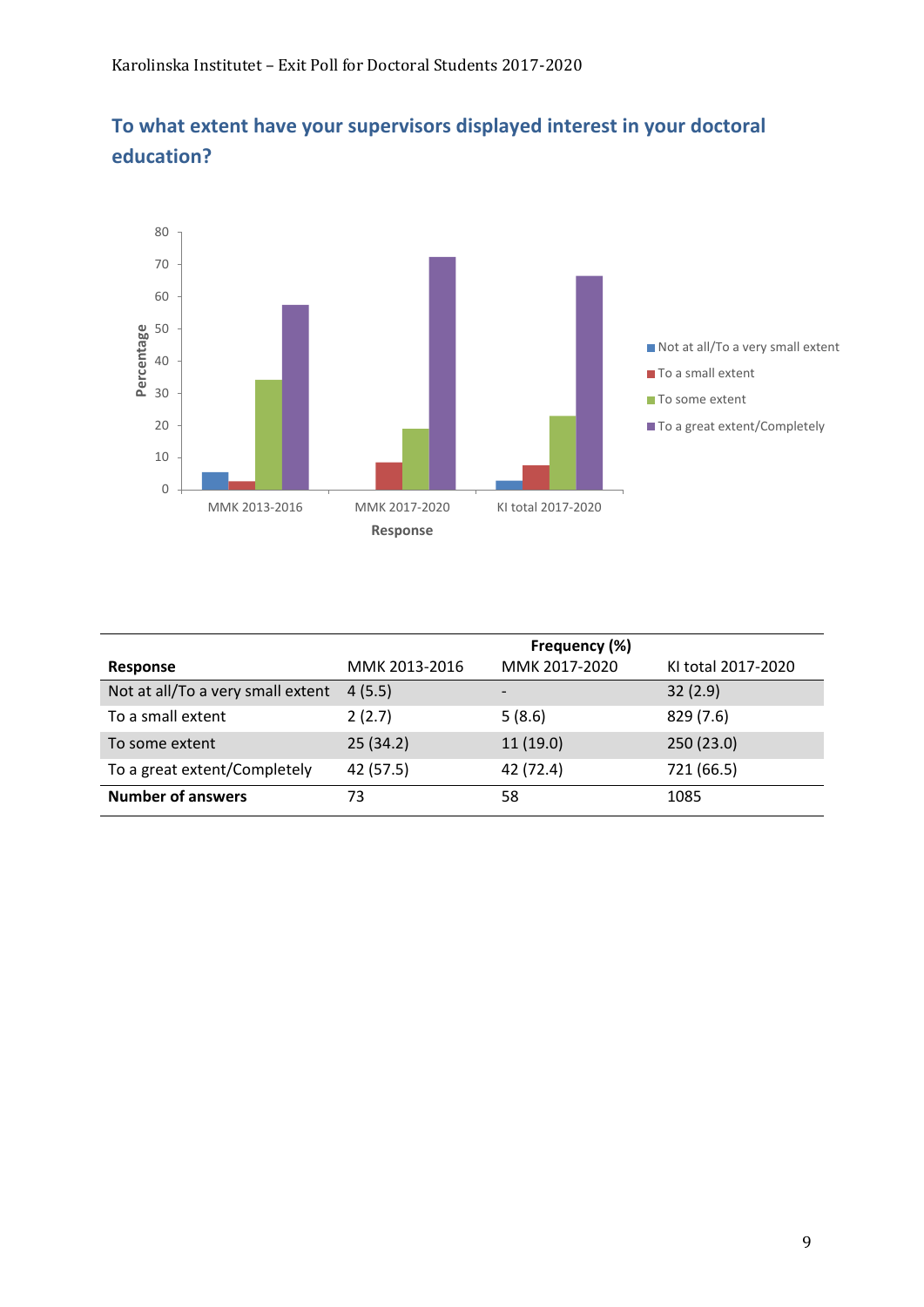## To what extent have your supervisors displayed interest in your doctoral education?

| Response | Frequency (%) MMK 2013-2016 | MMK 2017-2020 | KI total 2017-2020 |
|---|---|---|---|
| Not at all/To a very small extent | 4 (5.5) | - | 32 (2.9) |
| To a small extent | 2 (2.7) | 5 (8.6) | 829 (7.6) |
| To some extent | 25 (34.2) | 11 (19.0) | 250 (23.0) |
| To a great extent/Completely | 42 (57.5) | 42 (72.4) | 721 (66.5) |
| **Number of answers** | 73 | 58 | 1085 |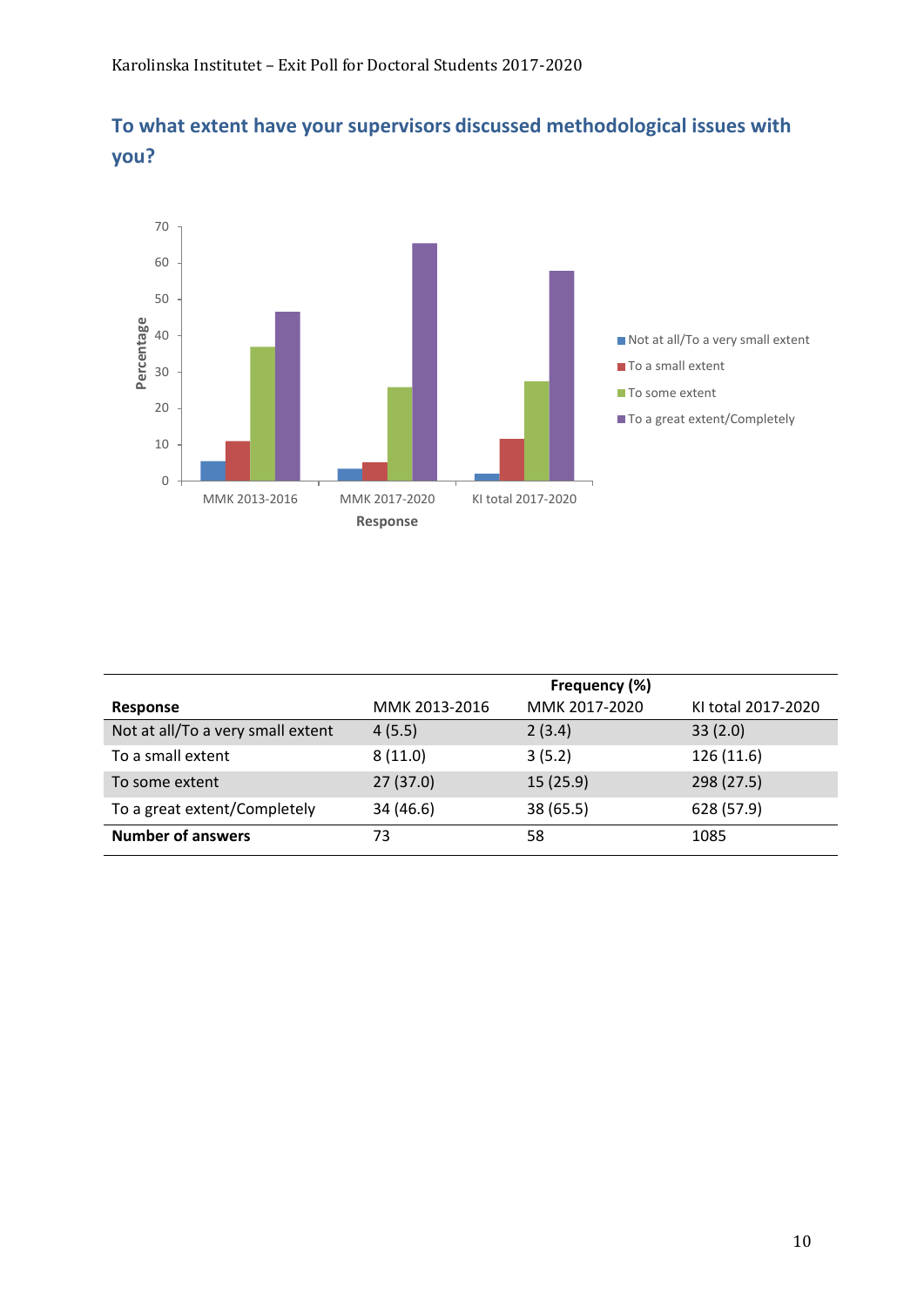## To what extent have your supervisors discussed methodological issues with you?

| Response | Frequency (%) | | |
|---|---|---|---|
| | MMK 2013-2016 | MMK 2017-2020 | KI total 2017-2020 |
| Not at all/To a very small extent | 4 (5.5) | 2 (3.4) | 33 (2.0) |
| To a small extent | 8 (11.0) | 3 (5.2) | 126 (11.6) |
| To some extent | 27 (37.0) | 15 (25.9) | 298 (27.5) |
| To a great extent/Completely | 34 (46.6) | 38 (65.5) | 628 (57.9) |
| **Number of answers** | 73 | 58 | 1085 |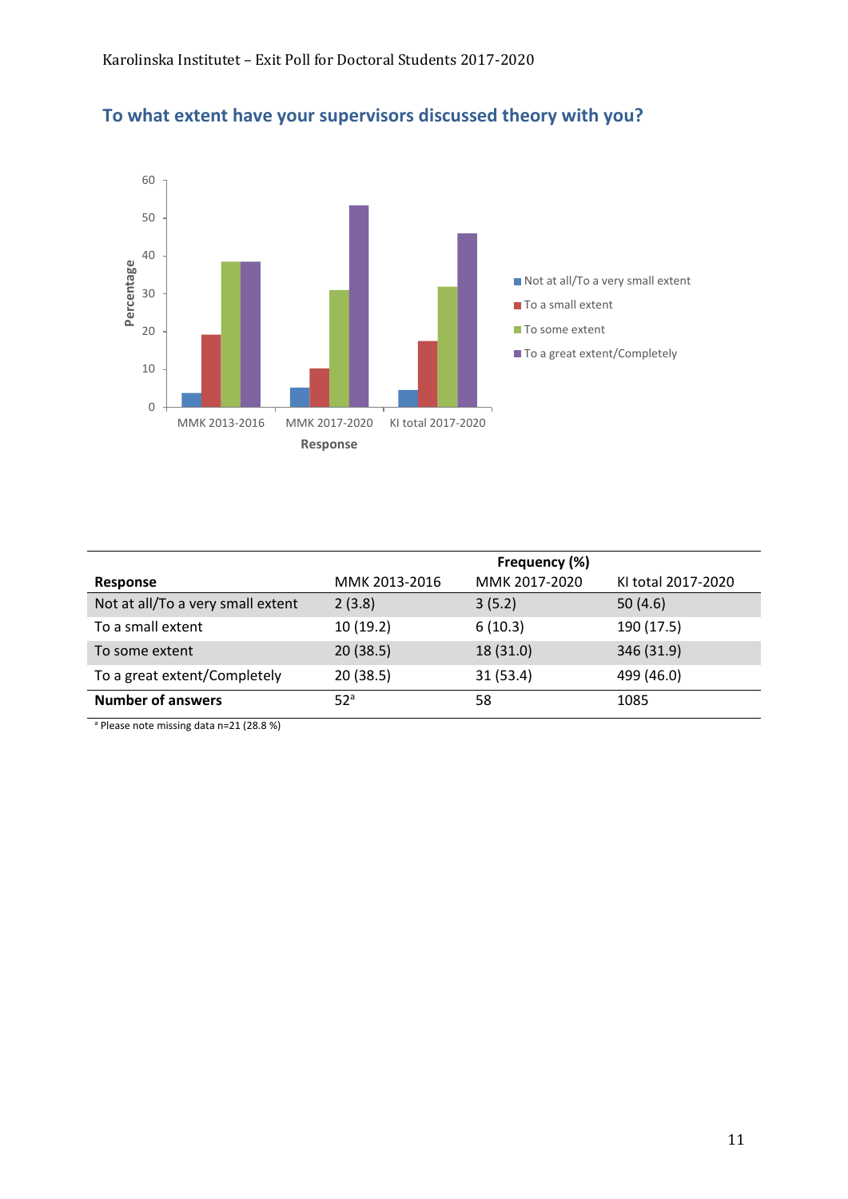## To what extent have your supervisors discussed theory with you?

| Response | Frequency (%) | | |
|---|---|---|---|
| | MMK 2013-2016 | MMK 2017-2020 | KI total 2017-2020 |
| Not at all/To a very small extent | 2 (3.8) | 3 (5.2) | 50 (4.6) |
| To a small extent | 10 (19.2) | 6 (10.3) | 190 (17.5) |
| To some extent | 20 (38.5) | 18 (31.0) | 346 (31.9) |
| To a great extent/Completely | 20 (38.5) | 31 (53.4) | 499 (46.0) |
| **Number of answers** | 52[a] | 58 | 1085 |

[a] Please note missing data n=21 (28.8 %)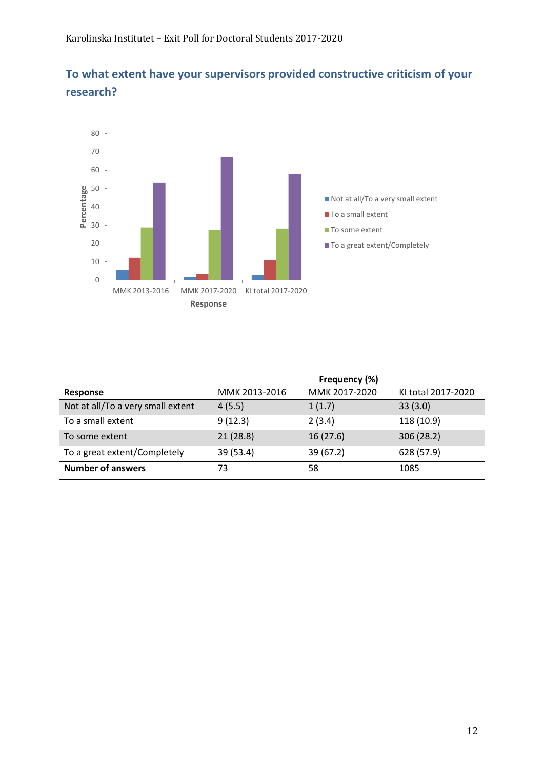## To what extent have your supervisors provided constructive criticism of your research?

| Response | Frequency (%) MMK 2013-2016 | MMK 2017-2020 | KI total 2017-2020 |
|---|---|---|---|
| Not at all/To a very small extent | 4 (5.5) | 1 (1.7) | 33 (3.0) |
| To a small extent | 9 (12.3) | 2 (3.4) | 118 (10.9) |
| To some extent | 21 (28.8) | 16 (27.6) | 306 (28.2) |
| To a great extent/Completely | 39 (53.4) | 39 (67.2) | 628 (57.9) |
| **Number of answers** | 73 | 58 | 1085 |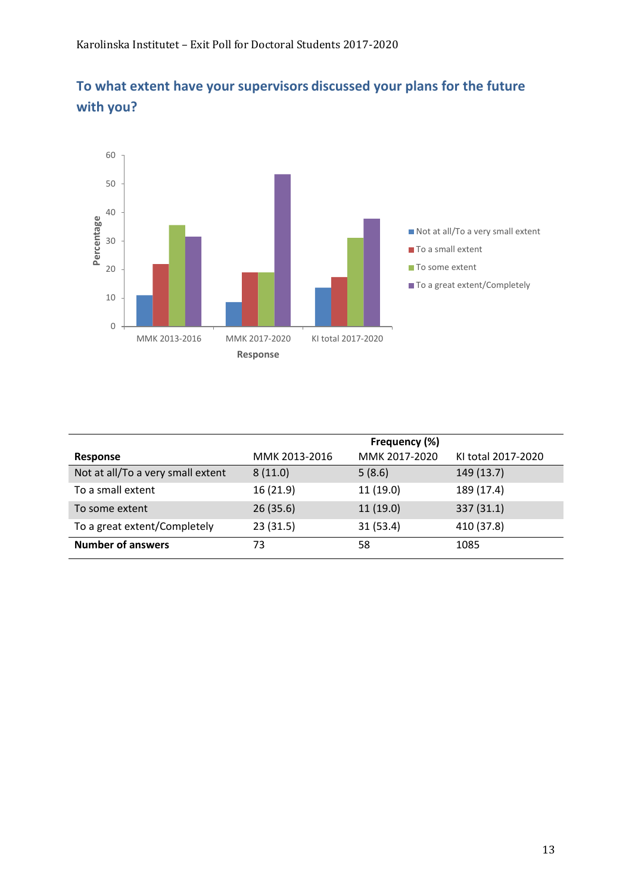## To what extent have your supervisors discussed your plans for the future with you?

| Response | Frequency (%) | | |
|---|---|---|---|
| | MMK 2013-2016 | MMK 2017-2020 | KI total 2017-2020 |
| Not at all/To a very small extent | 8 (11.0) | 5 (8.6) | 149 (13.7) |
| To a small extent | 16 (21.9) | 11 (19.0) | 189 (17.4) |
| To some extent | 26 (35.6) | 11 (19.0) | 337 (31.1) |
| To a great extent/Completely | 23 (31.5) | 31 (53.4) | 410 (37.8) |
| **Number of answers** | 73 | 58 | 1085 |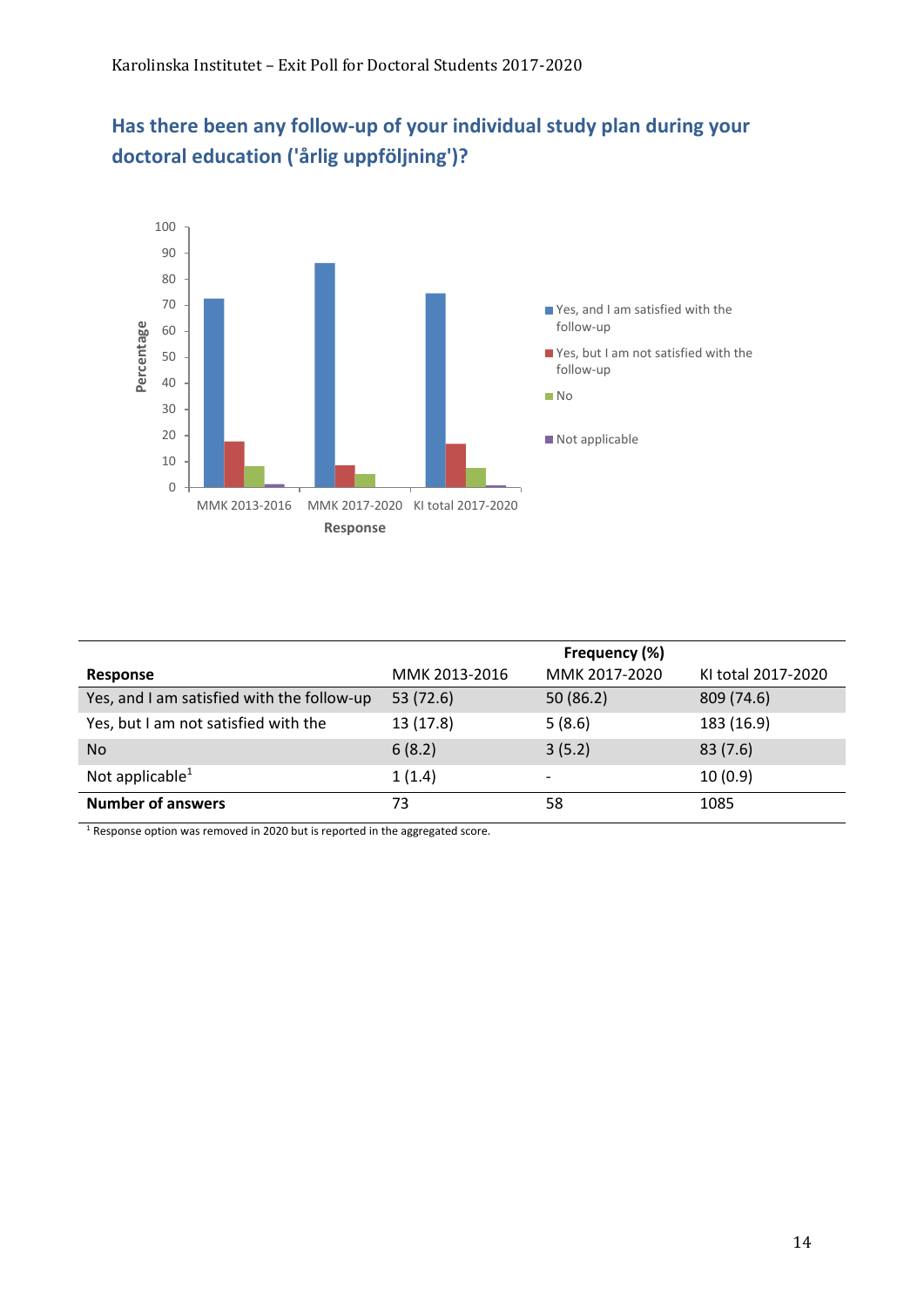## Has there been any follow-up of your individual study plan during your doctoral education ('årlig uppföljning')?

| Response | Frequency (%) | | |
|---|---|---|---|
| | MMK 2013-2016 | MMK 2017-2020 | KI total 2017-2020 |
| Yes, and I am satisfied with the follow-up | 53 (72.6) | 50 (86.2) | 809 (74.6) |
| Yes, but I am not satisfied with the | 13 (17.8) | 5 (8.6) | 183 (16.9) |
| No | 6 (8.2) | 3 (5.2) | 83 (7.6) |
| Not applicable[1] | 1 (1.4) | - | 10 (0.9) |
| **Number of answers** | 73 | 58 | 1085 |

[1] Response option was removed in 2020 but is reported in the aggregated score.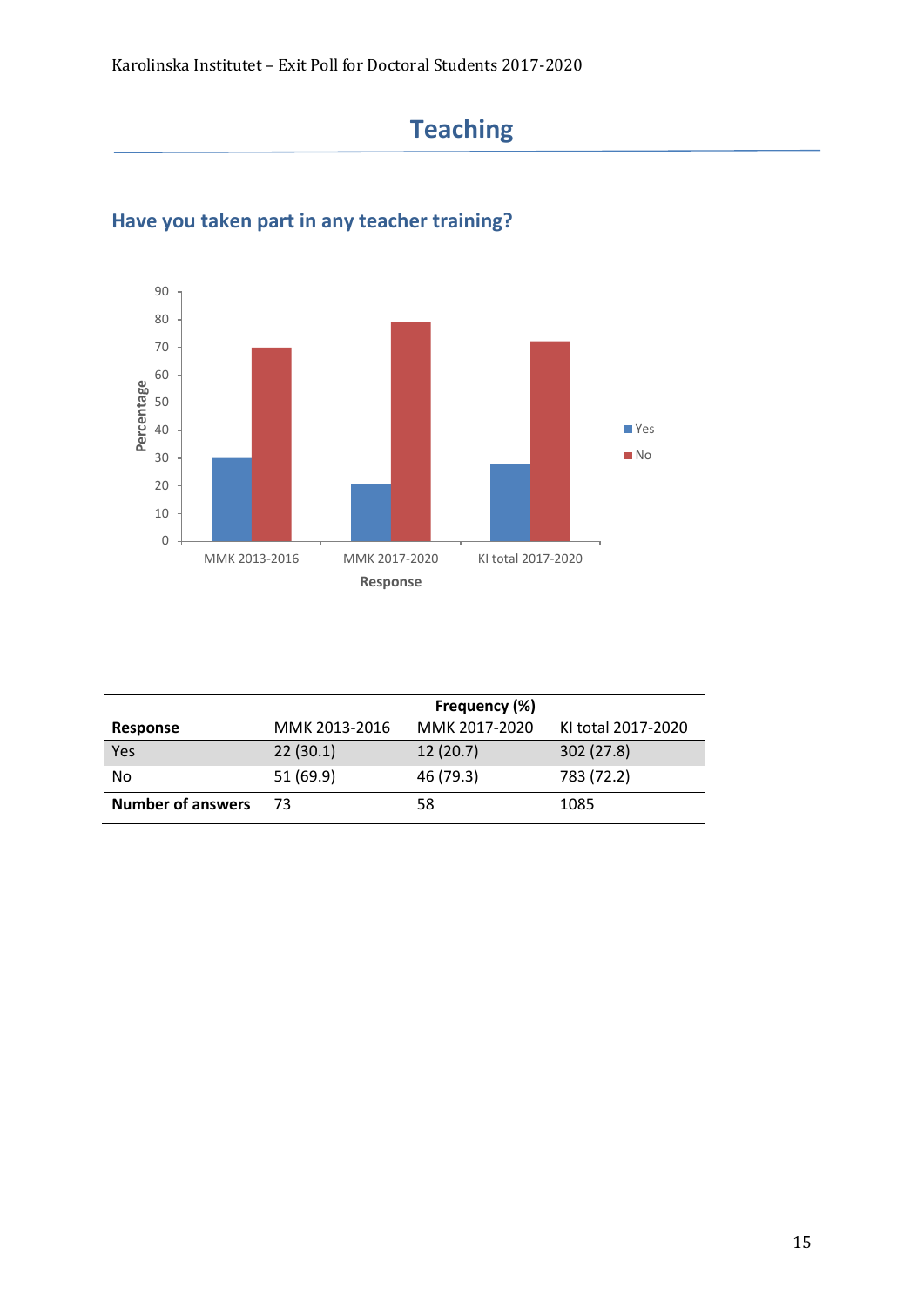# Teaching

## Have you taken part in any teacher training?

| Response | Frequency (%) | | |
|---|---|---|---|
| | MMK 2013-2016 | MMK 2017-2020 | KI total 2017-2020 |
| Yes | 22 (30.1) | 12 (20.7) | 302 (27.8) |
| No | 51 (69.9) | 46 (79.3) | 783 (72.2) |
| **Number of answers** | 73 | 58 | 1085 |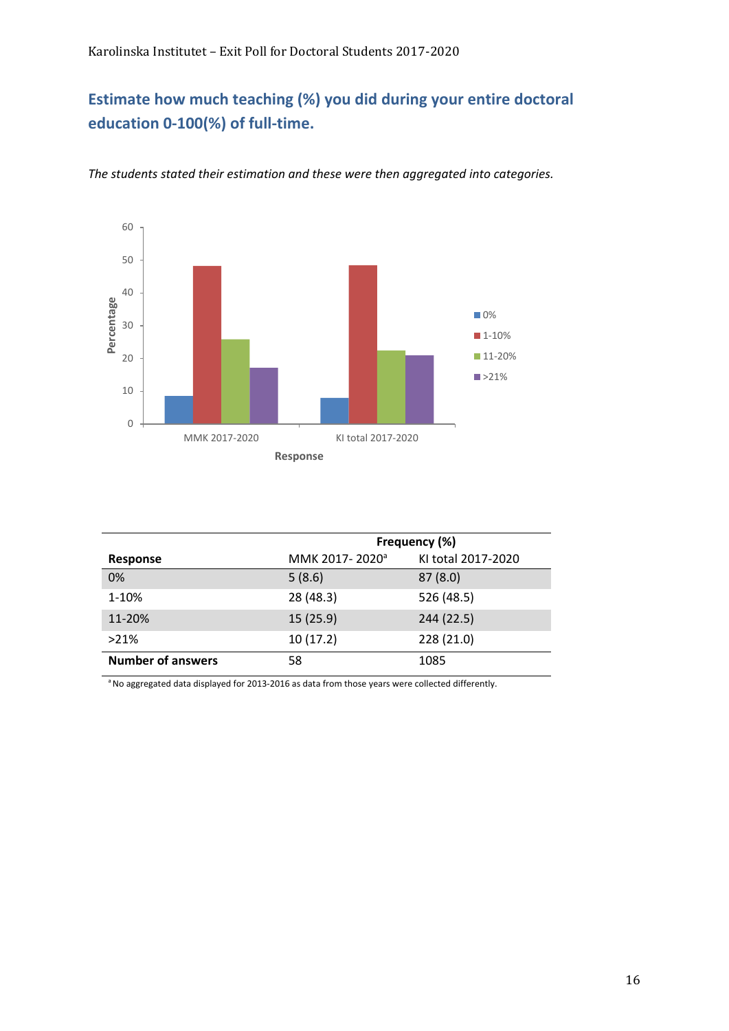## Estimate how much teaching (%) you did during your entire doctoral education 0-100(%) of full-time.

*The students stated their estimation and these were then aggregated into categories.*

| | Frequency (%) | |
|---|---|---|
| **Response** | MMK 2017- 2020[a] | KI total 2017-2020 |
| 0% | 5 (8.6) | 87 (8.0) |
| 1-10% | 28 (48.3) | 526 (48.5) |
| 11-20% | 15 (25.9) | 244 (22.5) |
| >21% | 10 (17.2) | 228 (21.0) |
| **Number of answers** | 58 | 1085 |

[a] No aggregated data displayed for 2013-2016 as data from those years were collected differently.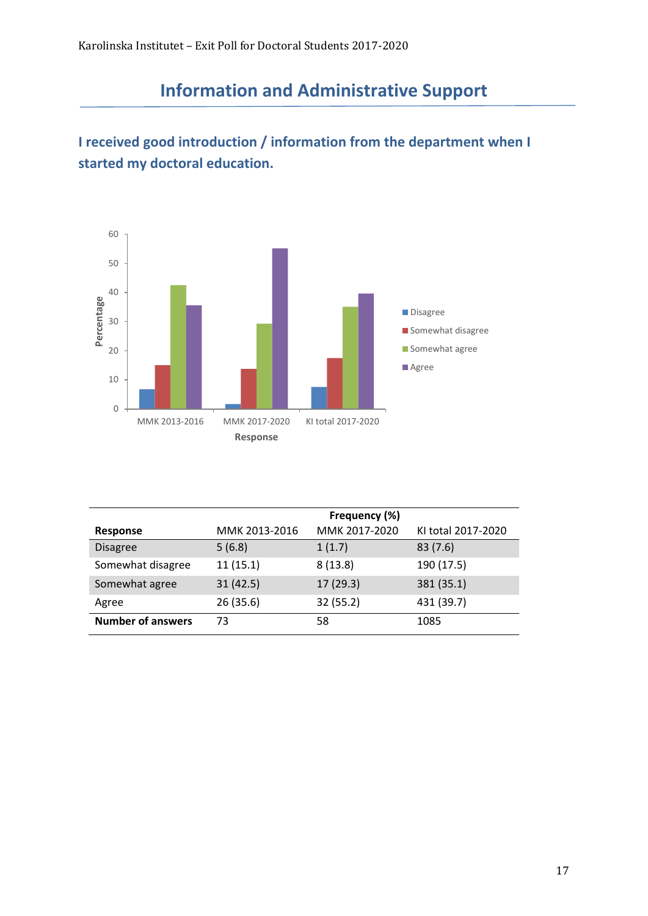# Information and Administrative Support

## I received good introduction / information from the department when I started my doctoral education.

| Response | Frequency (%) | | |
|---|---|---|---|
| | MMK 2013-2016 | MMK 2017-2020 | KI total 2017-2020 |
| Disagree | 5 (6.8) | 1 (1.7) | 83 (7.6) |
| Somewhat disagree | 11 (15.1) | 8 (13.8) | 190 (17.5) |
| Somewhat agree | 31 (42.5) | 17 (29.3) | 381 (35.1) |
| Agree | 26 (35.6) | 32 (55.2) | 431 (39.7) |
| **Number of answers** | 73 | 58 | 1085 |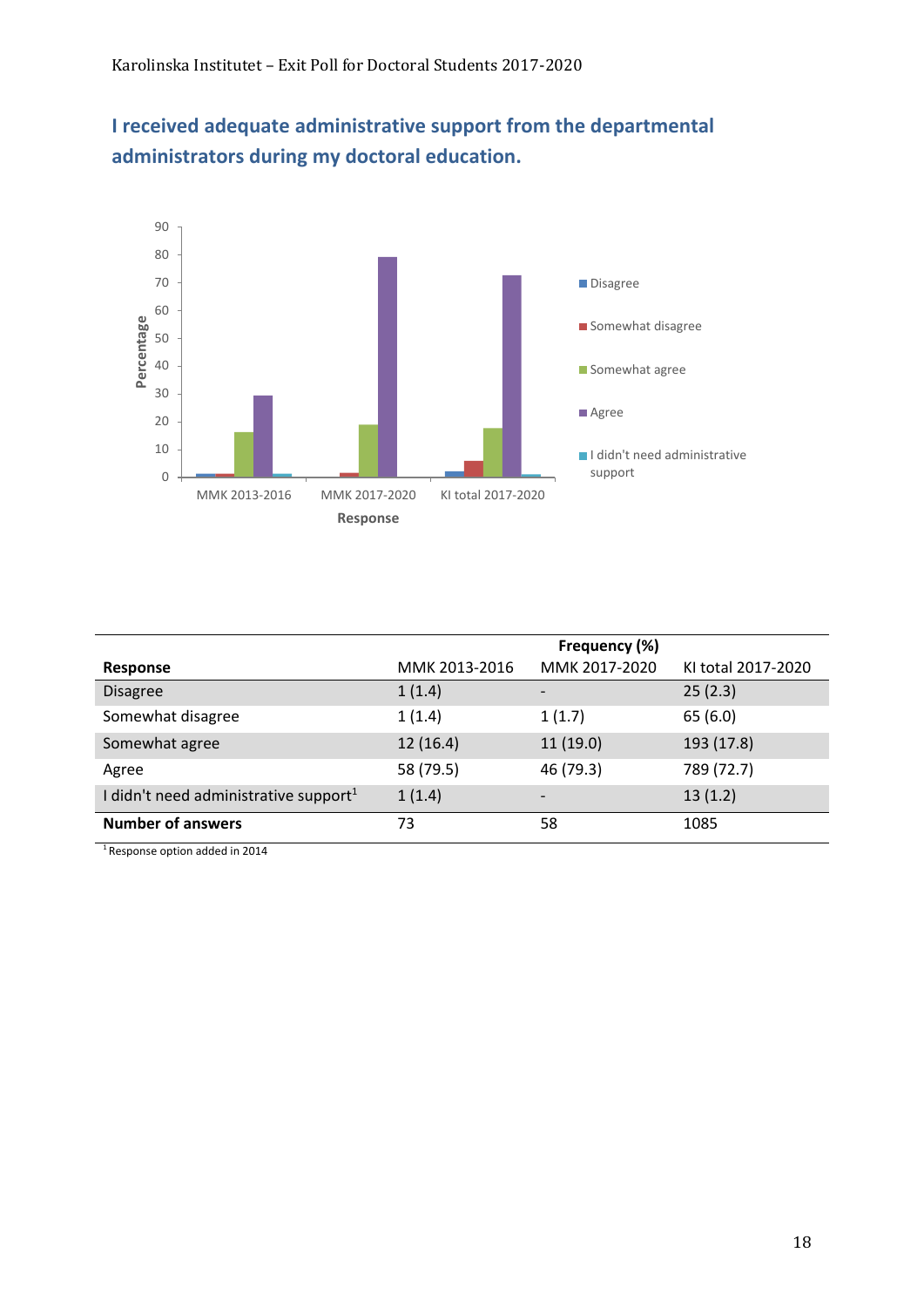## I received adequate administrative support from the departmental administrators during my doctoral education.

| | Frequency (%) | | |
|---|---|---|---|
| **Response** | MMK 2013-2016 | MMK 2017-2020 | KI total 2017-2020 |
| Disagree | 1 (1.4) | - | 25 (2.3) |
| Somewhat disagree | 1 (1.4) | 1 (1.7) | 65 (6.0) |
| Somewhat agree | 12 (16.4) | 11 (19.0) | 193 (17.8) |
| Agree | 58 (79.5) | 46 (79.3) | 789 (72.7) |
| I didn't need administrative support[1] | 1 (1.4) | - | 13 (1.2) |
| **Number of answers** | 73 | 58 | 1085 |

[1] Response option added in 2014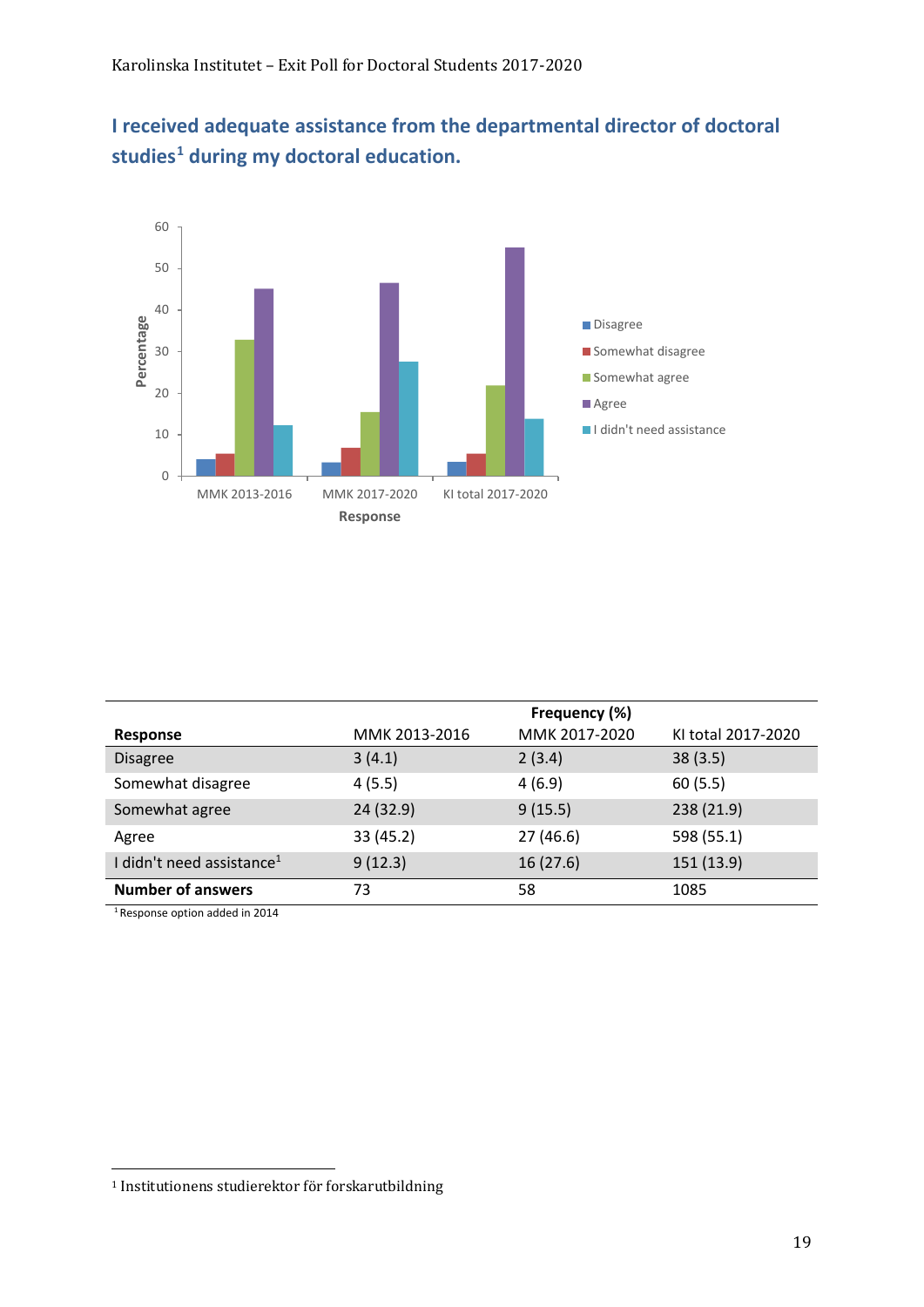## I received adequate assistance from the departmental director of doctoral studies[1] during my doctoral education.

| Response | Frequency (%) | | |
|---|---|---|---|
| | MMK 2013-2016 | MMK 2017-2020 | KI total 2017-2020 |
| Disagree | 3 (4.1) | 2 (3.4) | 38 (3.5) |
| Somewhat disagree | 4 (5.5) | 4 (6.9) | 60 (5.5) |
| Somewhat agree | 24 (32.9) | 9 (15.5) | 238 (21.9) |
| Agree | 33 (45.2) | 27 (46.6) | 598 (55.1) |
| I didn't need assistance[1] | 9 (12.3) | 16 (27.6) | 151 (13.9) |
| **Number of answers** | 73 | 58 | 1085 |

[1] Response option added in 2014

[1] Institutionens studierektor för forskarutbildning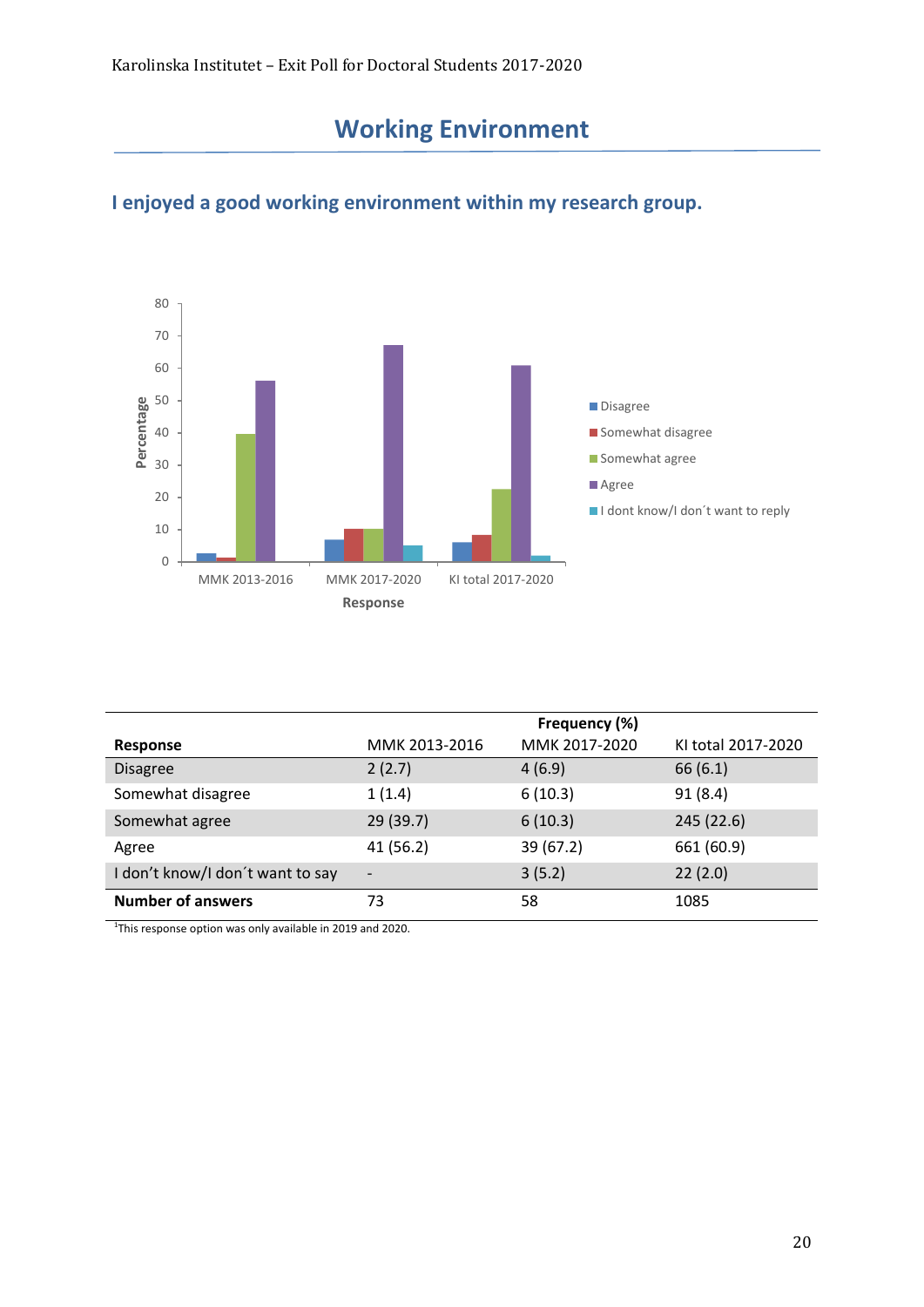# Working Environment

## I enjoyed a good working environment within my research group.

| Response | Frequency (%) MMK 2013-2016 | MMK 2017-2020 | KI total 2017-2020 |
|---|---|---|---|
| Disagree | 2 (2.7) | 4 (6.9) | 66 (6.1) |
| Somewhat disagree | 1 (1.4) | 6 (10.3) | 91 (8.4) |
| Somewhat agree | 29 (39.7) | 6 (10.3) | 245 (22.6) |
| Agree | 41 (56.2) | 39 (67.2) | 661 (60.9) |
| I don't know/I don´t want to say | - | 3 (5.2) | 22 (2.0) |
| **Number of answers** | 73 | 58 | 1085 |

[1]This response option was only available in 2019 and 2020.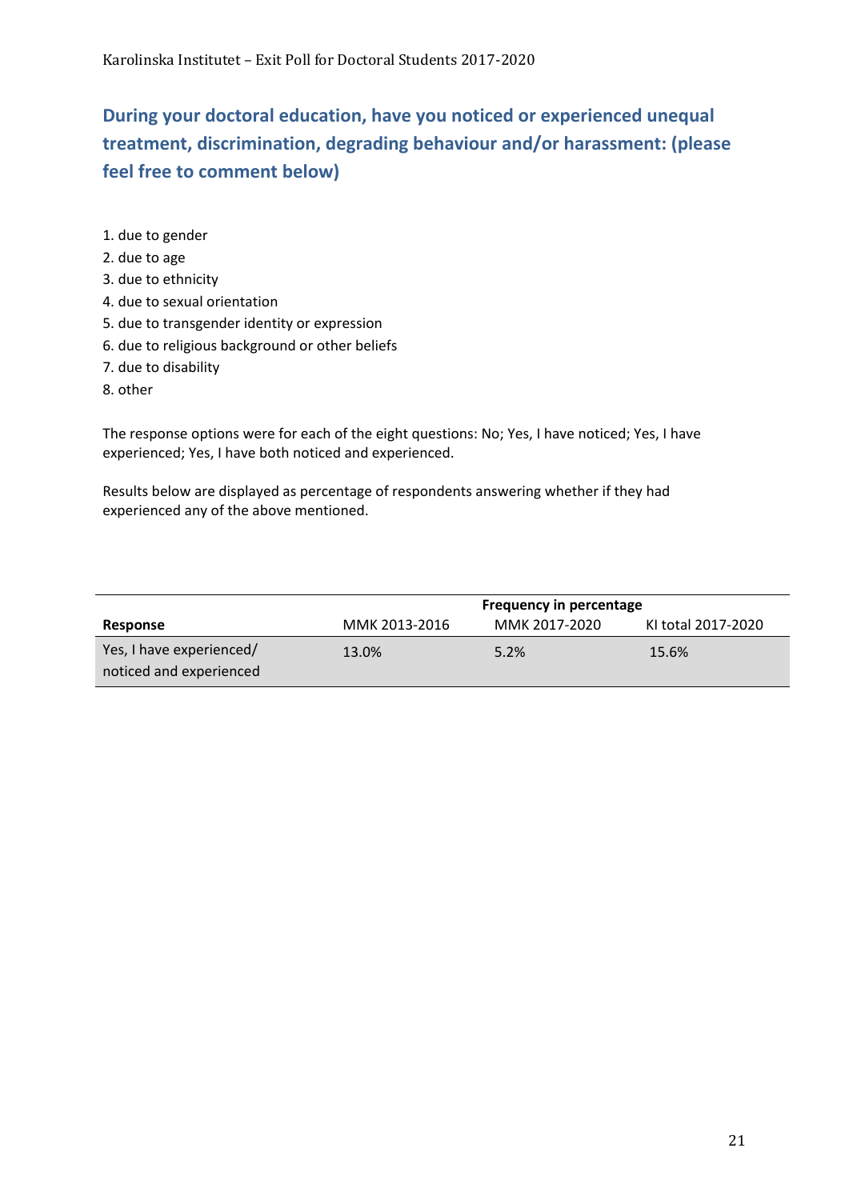## During your doctoral education, have you noticed or experienced unequal treatment, discrimination, degrading behaviour and/or harassment: (please feel free to comment below)

1. due to gender
2. due to age
3. due to ethnicity
4. due to sexual orientation
5. due to transgender identity or expression
6. due to religious background or other beliefs
7. due to disability
8. other

The response options were for each of the eight questions: No; Yes, I have noticed; Yes, I have experienced; Yes, I have both noticed and experienced.

Results below are displayed as percentage of respondents answering whether if they had experienced any of the above mentioned.

| | Frequency in percentage | | |
|---|---|---|---|
| **Response** | MMK 2013-2016 | MMK 2017-2020 | KI total 2017-2020 |
| Yes, I have experienced/ noticed and experienced | 13.0% | 5.2% | 15.6% |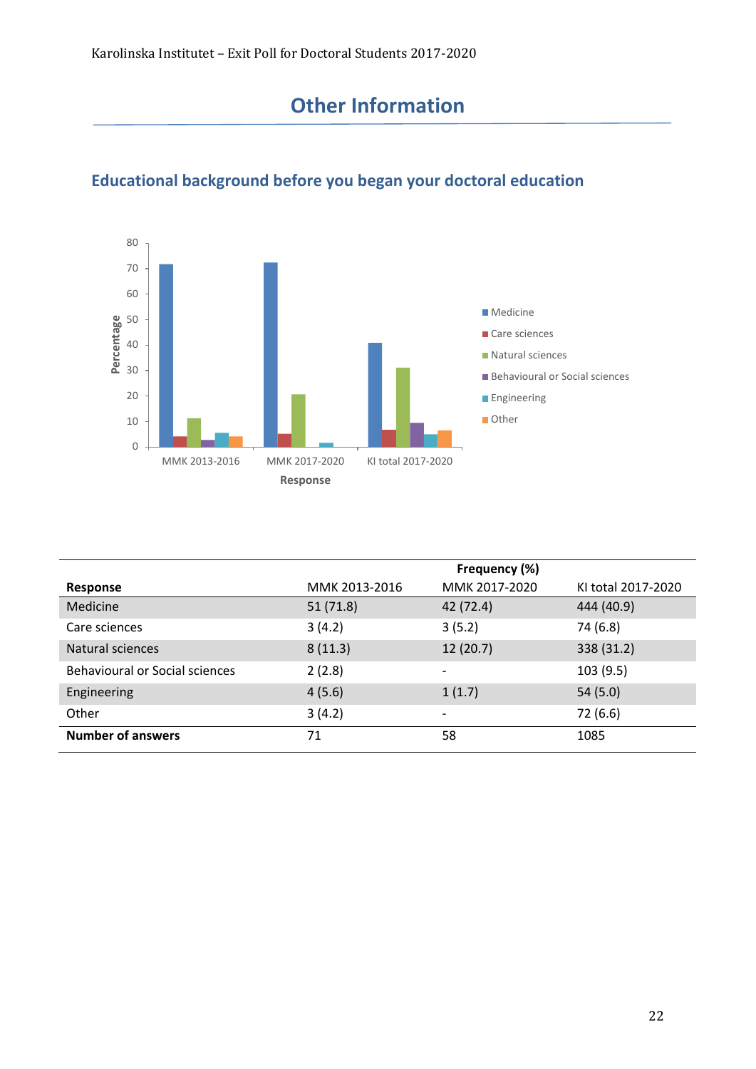# Other Information

## Educational background before you began your doctoral education

| Response | Frequency (%) | | |
|---|---|---|---|
| | MMK 2013-2016 | MMK 2017-2020 | KI total 2017-2020 |
| Medicine | 51 (71.8) | 42 (72.4) | 444 (40.9) |
| Care sciences | 3 (4.2) | 3 (5.2) | 74 (6.8) |
| Natural sciences | 8 (11.3) | 12 (20.7) | 338 (31.2) |
| Behavioural or Social sciences | 2 (2.8) | - | 103 (9.5) |
| Engineering | 4 (5.6) | 1 (1.7) | 54 (5.0) |
| Other | 3 (4.2) | - | 72 (6.6) |
| **Number of answers** | 71 | 58 | 1085 |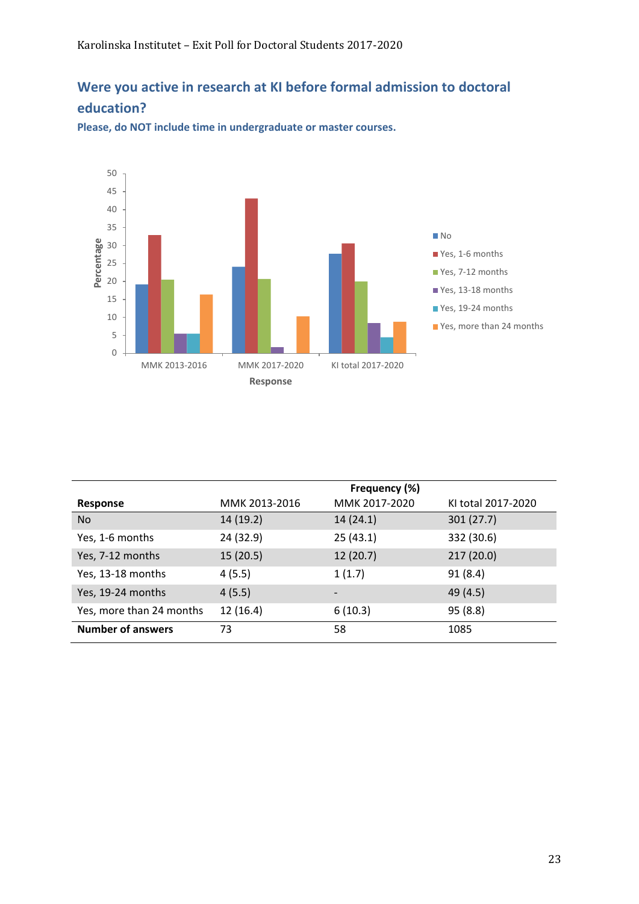## Were you active in research at KI before formal admission to doctoral education?

**Please, do NOT include time in undergraduate or master courses.**

| Response | Frequency (%) | | |
|---|---|---|---|
| | MMK 2013-2016 | MMK 2017-2020 | KI total 2017-2020 |
| No | 14 (19.2) | 14 (24.1) | 301 (27.7) |
| Yes, 1-6 months | 24 (32.9) | 25 (43.1) | 332 (30.6) |
| Yes, 7-12 months | 15 (20.5) | 12 (20.7) | 217 (20.0) |
| Yes, 13-18 months | 4 (5.5) | 1 (1.7) | 91 (8.4) |
| Yes, 19-24 months | 4 (5.5) | - | 49 (4.5) |
| Yes, more than 24 months | 12 (16.4) | 6 (10.3) | 95 (8.8) |
| **Number of answers** | 73 | 58 | 1085 |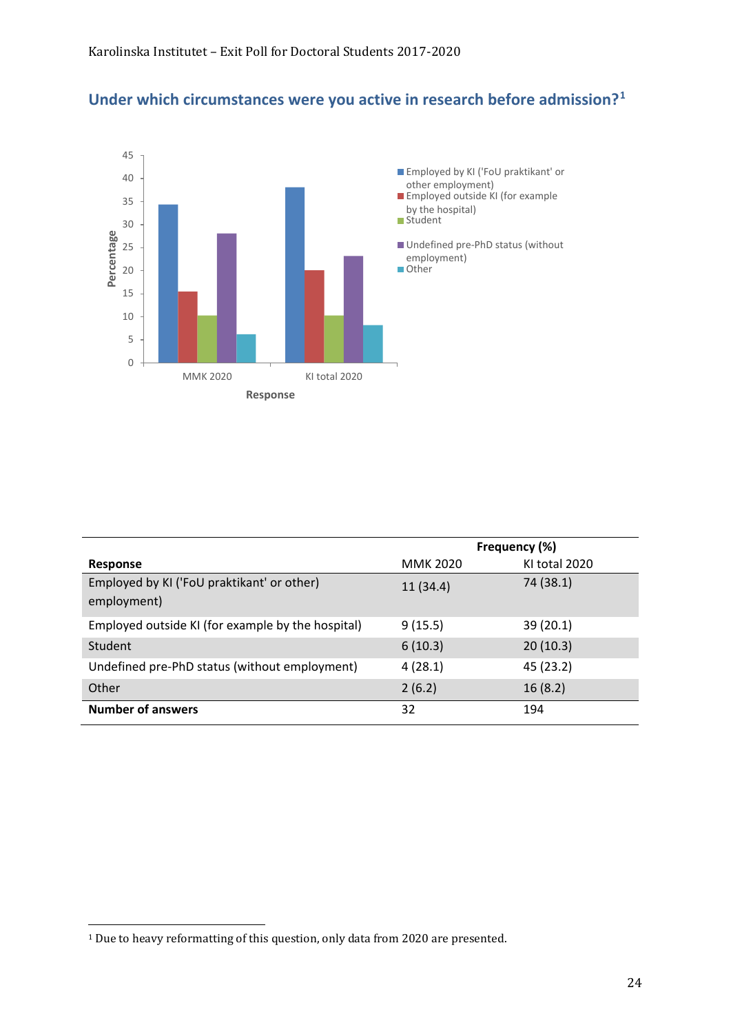## Under which circumstances were you active in research before admission?[1]

|  | Frequency (%) |  |
|---|---|---|
| **Response** | MMK 2020 | KI total 2020 |
| Employed by KI ('FoU praktikant' or other) employment) | 11 (34.4) | 74 (38.1) |
| Employed outside KI (for example by the hospital) | 9 (15.5) | 39 (20.1) |
| Student | 6 (10.3) | 20 (10.3) |
| Undefined pre-PhD status (without employment) | 4 (28.1) | 45 (23.2) |
| Other | 2 (6.2) | 16 (8.2) |
| **Number of answers** | 32 | 194 |

[1] Due to heavy reformatting of this question, only data from 2020 are presented.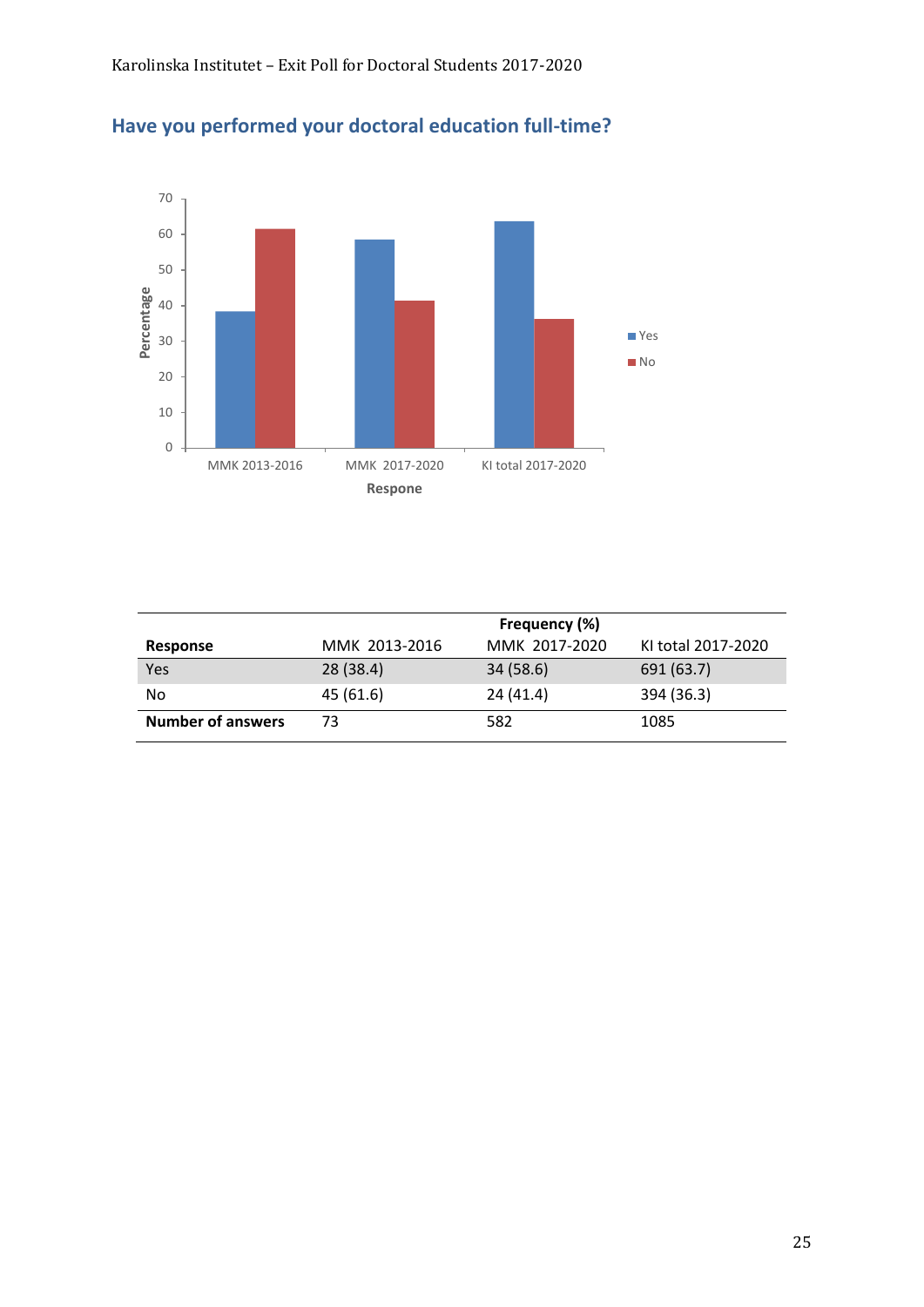## Have you performed your doctoral education full-time?

| Response | MMK 2013-2016 | MMK 2017-2020 | KI total 2017-2020 |
|---|---|---|---|
| | Frequency (%) | | |
| Yes | 28 (38.4) | 34 (58.6) | 691 (63.7) |
| No | 45 (61.6) | 24 (41.4) | 394 (36.3) |
| **Number of answers** | 73 | 582 | 1085 |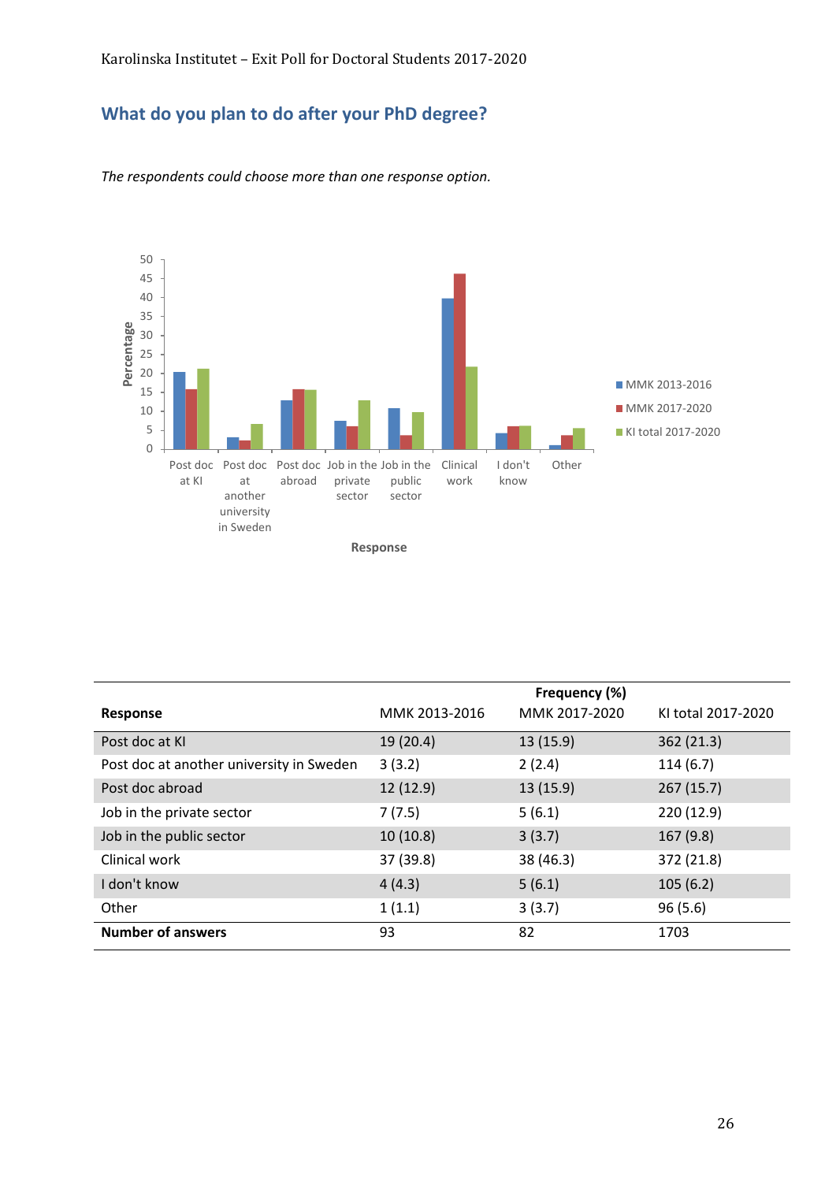## What do you plan to do after your PhD degree?

*The respondents could choose more than one response option.*

Percentage

50
45
40
35
30
25
20
15
10
5
0

Post doc at KI
Post doc at another university in Sweden
Post doc abroad
Job in the private sector
Job in the public sector
Clinical work
I don't know
Other

Response

MMK 2013-2016
MMK 2017-2020
KI total 2017-2020

| | Frequency (%) | | |
|---|---|---|---|
| **Response** | MMK 2013-2016 | MMK 2017-2020 | KI total 2017-2020 |
| Post doc at KI | 19 (20.4) | 13 (15.9) | 362 (21.3) |
| Post doc at another university in Sweden | 3 (3.2) | 2 (2.4) | 114 (6.7) |
| Post doc abroad | 12 (12.9) | 13 (15.9) | 267 (15.7) |
| Job in the private sector | 7 (7.5) | 5 (6.1) | 220 (12.9) |
| Job in the public sector | 10 (10.8) | 3 (3.7) | 167 (9.8) |
| Clinical work | 37 (39.8) | 38 (46.3) | 372 (21.8) |
| I don't know | 4 (4.3) | 5 (6.1) | 105 (6.2) |
| Other | 1 (1.1) | 3 (3.7) | 96 (5.6) |
| **Number of answers** | 93 | 82 | 1703 |